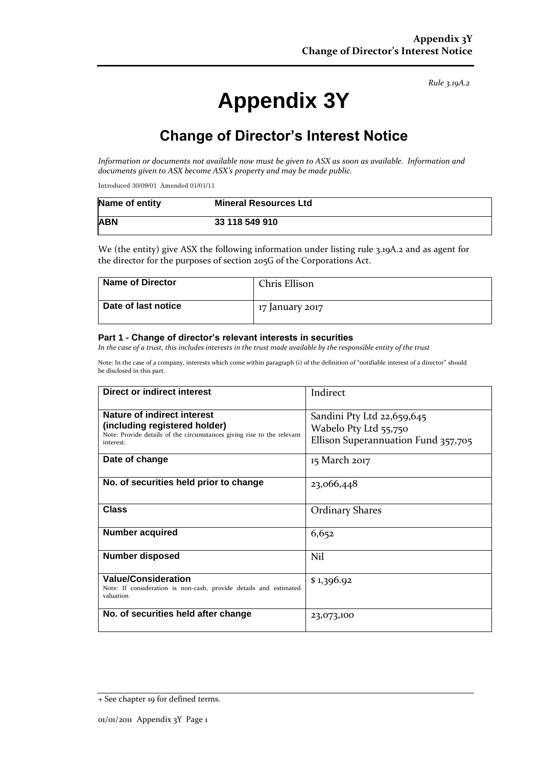*Rule 3.19A.2*

# Appendix 3Y

## Change of Director's Interest Notice

*Information or documents not available now must be given to ASX as soon as available. Information and documents given to ASX become ASX's property and may be made public.*

Introduced 30/09/01 Amended 01/01/11

| **Name of entity** | **Mineral Resources Ltd** |
|---|---|
| **ABN** | **33 118 549 910** |

We (the entity) give ASX the following information under listing rule 3.19A.2 and as agent for the director for the purposes of section 205G of the Corporations Act.

| **Name of Director** | Chris Ellison |
|---|---|
| **Date of last notice** | 17 January 2017 |

### Part 1 - Change of director's relevant interests in securities

*In the case of a trust, this includes interests in the trust made available by the responsible entity of the trust*

Note: In the case of a company, interests which come within paragraph (i) of the definition of "notifiable interest of a director" should be disclosed in this part.

| **Direct or indirect interest** | Indirect |
|---|---|
| **Nature of indirect interest (including registered holder)**<br>Note: Provide details of the circumstances giving rise to the relevant interest. | Sandini Pty Ltd 22,659,645<br>Wabelo Pty Ltd 55,750<br>Ellison Superannuation Fund 357,705 |
| **Date of change** | 15 March 2017 |
| **No. of securities held prior to change** | 23,066,448 |
| **Class** | Ordinary Shares |
| **Number acquired** | 6,652 |
| **Number disposed** | Nil |
| **Value/Consideration**<br>Note: If consideration is non-cash, provide details and estimated valuation | $ 1,396.92 |
| **No. of securities held after change** | 23,073,100 |

+ See chapter 19 for defined terms.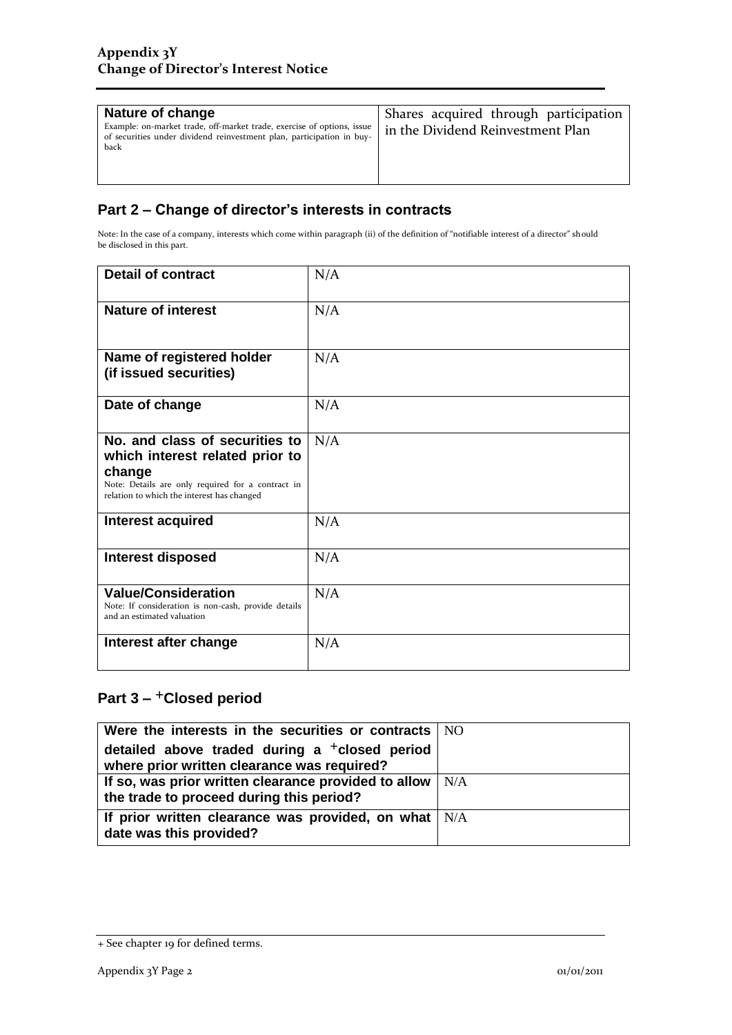| | |
|---|---|
| **Nature of change**<br>Example: on-market trade, off-market trade, exercise of options, issue of securities under dividend reinvestment plan, participation in buy-back | Shares acquired through participation in the Dividend Reinvestment Plan |

## Part 2 – Change of director's interests in contracts

Note: In the case of a company, interests which come within paragraph (ii) of the definition of "notifiable interest of a director" should be disclosed in this part.

| | |
|---|---|
| **Detail of contract** | N/A |
| **Nature of interest** | N/A |
| **Name of registered holder (if issued securities)** | N/A |
| **Date of change** | N/A |
| **No. and class of securities to which interest related prior to change**<br>Note: Details are only required for a contract in relation to which the interest has changed | N/A |
| **Interest acquired** | N/A |
| **Interest disposed** | N/A |
| **Value/Consideration**<br>Note: If consideration is non-cash, provide details and an estimated valuation | N/A |
| **Interest after change** | N/A |

## Part 3 – +Closed period

| | |
|---|---|
| **Were the interests in the securities or contracts detailed above traded during a +closed period where prior written clearance was required?** | NO |
| **If so, was prior written clearance provided to allow the trade to proceed during this period?** | N/A |
| **If prior written clearance was provided, on what date was this provided?** | N/A |

+ See chapter 19 for defined terms.